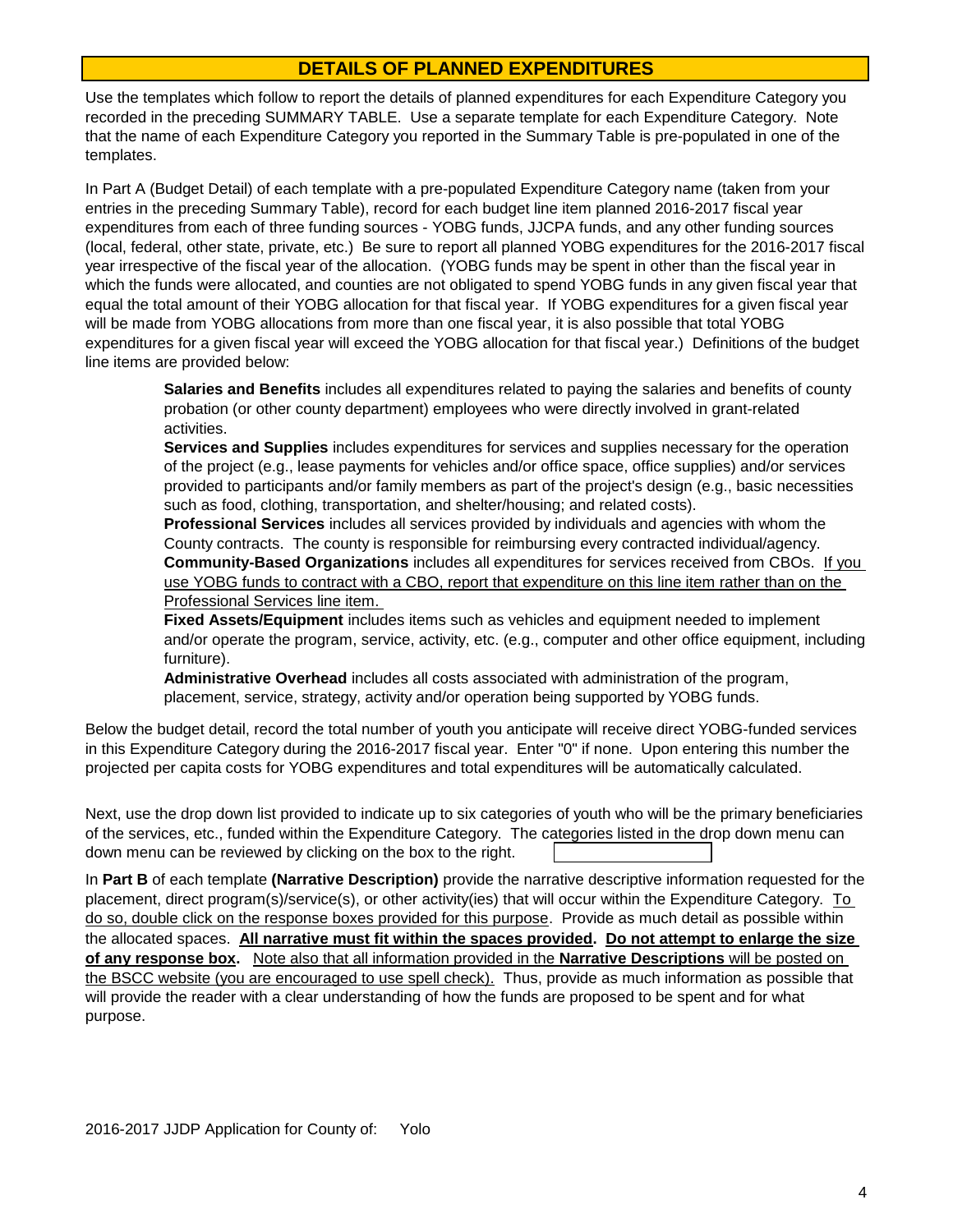# DETAILS OF PLANNED EXPENDITURES

Use the templates which follow to report the details of planned expenditures for each Expenditure Category you recorded in the preceding SUMMARY TABLE. Use a separate template for each Expenditure Category. Note that the name of each Expenditure Category you reported in the Summary Table is pre-populated in one of the templates.

In Part A (Budget Detail) of each template with a pre-populated Expenditure Category name (taken from your entries in the preceding Summary Table), record for each budget line item planned 2016-2017 fiscal year expenditures from each of three funding sources - YOBG funds, JJCPA funds, and any other funding sources (local, federal, other state, private, etc.) Be sure to report all planned YOBG expenditures for the 2016-2017 fiscal year irrespective of the fiscal year of the allocation. (YOBG funds may be spent in other than the fiscal year in which the funds were allocated, and counties are not obligated to spend YOBG funds in any given fiscal year that equal the total amount of their YOBG allocation for that fiscal year. If YOBG expenditures for a given fiscal year will be made from YOBG allocations from more than one fiscal year, it is also possible that total YOBG expenditures for a given fiscal year will exceed the YOBG allocation for that fiscal year.) Definitions of the budget line items are provided below:

**Salaries and Benefits** includes all expenditures related to paying the salaries and benefits of county probation (or other county department) employees who were directly involved in grant-related activities.
**Services and Supplies** includes expenditures for services and supplies necessary for the operation of the project (e.g., lease payments for vehicles and/or office space, office supplies) and/or services provided to participants and/or family members as part of the project's design (e.g., basic necessities such as food, clothing, transportation, and shelter/housing; and related costs).
**Professional Services** includes all services provided by individuals and agencies with whom the County contracts. The county is responsible for reimbursing every contracted individual/agency.
**Community-Based Organizations** includes all expenditures for services received from CBOs. If you use YOBG funds to contract with a CBO, report that expenditure on this line item rather than on the Professional Services line item.
**Fixed Assets/Equipment** includes items such as vehicles and equipment needed to implement and/or operate the program, service, activity, etc. (e.g., computer and other office equipment, including furniture).
**Administrative Overhead** includes all costs associated with administration of the program, placement, service, strategy, activity and/or operation being supported by YOBG funds.

Below the budget detail, record the total number of youth you anticipate will receive direct YOBG-funded services in this Expenditure Category during the 2016-2017 fiscal year. Enter "0" if none. Upon entering this number the projected per capita costs for YOBG expenditures and total expenditures will be automatically calculated.

Next, use the drop down list provided to indicate up to six categories of youth who will be the primary beneficiaries of the services, etc., funded within the Expenditure Category. The categories listed in the drop down menu can be reviewed by clicking on the box to the right.

In **Part B** of each template **(Narrative Description)** provide the narrative descriptive information requested for the placement, direct program(s)/service(s), or other activity(ies) that will occur within the Expenditure Category. To do so, double click on the response boxes provided for this purpose. Provide as much detail as possible within the allocated spaces. **All narrative must fit within the spaces provided. Do not attempt to enlarge the size of any response box.** Note also that all information provided in the **Narrative Descriptions** will be posted on the BSCC website (you are encouraged to use spell check). Thus, provide as much information as possible that will provide the reader with a clear understanding of how the funds are proposed to be spent and for what purpose.

2016-2017 JJDP Application for County of: Yolo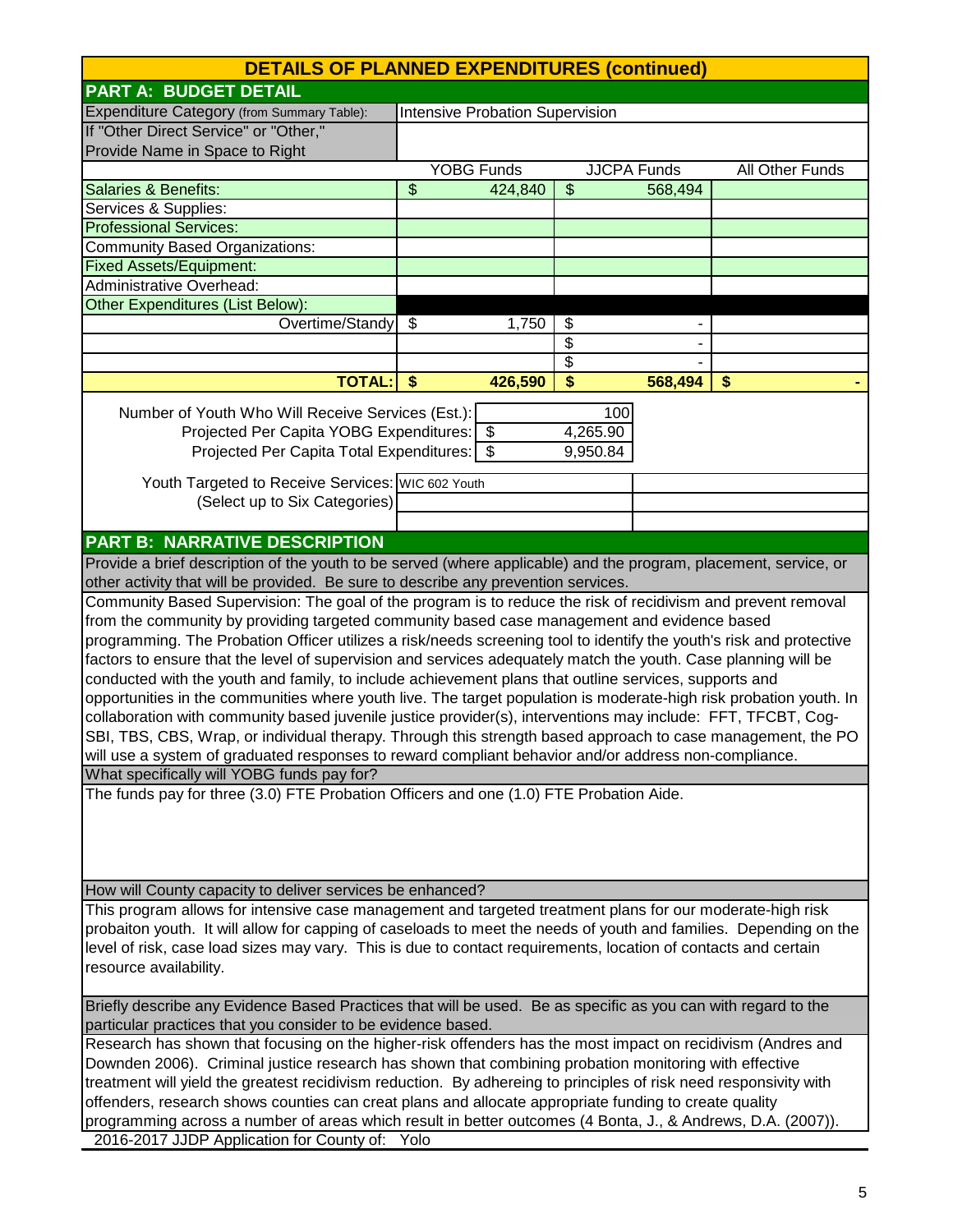## DETAILS OF PLANNED EXPENDITURES (continued)

### PART A: BUDGET DETAIL

| Expenditure Category (from Summary Table): | Intensive Probation Supervision | | |
|---|---|---|---|
| If "Other Direct Service" or "Other," Provide Name in Space to Right | | | |
| | YOBG Funds | JJCPA Funds | All Other Funds |
| Salaries & Benefits: | $ 424,840 | $ 568,494 | |
| Services & Supplies: | | | |
| Professional Services: | | | |
| Community Based Organizations: | | | |
| Fixed Assets/Equipment: | | | |
| Administrative Overhead: | | | |
| Other Expenditures (List Below): | | | |
| Overtime/Standy | $ 1,750 | $ - | |
| | | $ - | |
| | | $ - | |
| **TOTAL:** | **$ 426,590** | **$ 568,494** | **$ -** |

| | |
|---|---|
| Number of Youth Who Will Receive Services (Est.): | 100 |
| Projected Per Capita YOBG Expenditures: | $ 4,265.90 |
| Projected Per Capita Total Expenditures: | $ 9,950.84 |

| Youth Targeted to Receive Services: (Select up to Six Categories) | |
|---|---|
| WIC 602 Youth | |
| | |
| | |

### PART B: NARRATIVE DESCRIPTION

**Provide a brief description of the youth to be served (where applicable) and the program, placement, service, or other activity that will be provided. Be sure to describe any prevention services.**

Community Based Supervision: The goal of the program is to reduce the risk of recidivism and prevent removal from the community by providing targeted community based case management and evidence based programming. The Probation Officer utilizes a risk/needs screening tool to identify the youth's risk and protective factors to ensure that the level of supervision and services adequately match the youth. Case planning will be conducted with the youth and family, to include achievement plans that outline services, supports and opportunities in the communities where youth live. The target population is moderate-high risk probation youth. In collaboration with community based juvenile justice provider(s), interventions may include: FFT, TFCBT, Cog-SBI, TBS, CBS, Wrap, or individual therapy. Through this strength based approach to case management, the PO will use a system of graduated responses to reward compliant behavior and/or address non-compliance.

**What specifically will YOBG funds pay for?**

The funds pay for three (3.0) FTE Probation Officers and one (1.0) FTE Probation Aide.

**How will County capacity to deliver services be enhanced?**

This program allows for intensive case management and targeted treatment plans for our moderate-high risk probaiton youth. It will allow for capping of caseloads to meet the needs of youth and families. Depending on the level of risk, case load sizes may vary. This is due to contact requirements, location of contacts and certain resource availability.

**Briefly describe any Evidence Based Practices that will be used. Be as specific as you can with regard to the particular practices that you consider to be evidence based.**

Research has shown that focusing on the higher-risk offenders has the most impact on recidivism (Andres and Downden 2006). Criminal justice research has shown that combining probation monitoring with effective treatment will yield the greatest recidivism reduction. By adhereing to principles of risk need responsivity with offenders, research shows counties can creat plans and allocate appropriate funding to create quality programming across a number of areas which result in better outcomes (4 Bonta, J., & Andrews, D.A. (2007)).

2016-2017 JJDP Application for County of: Yolo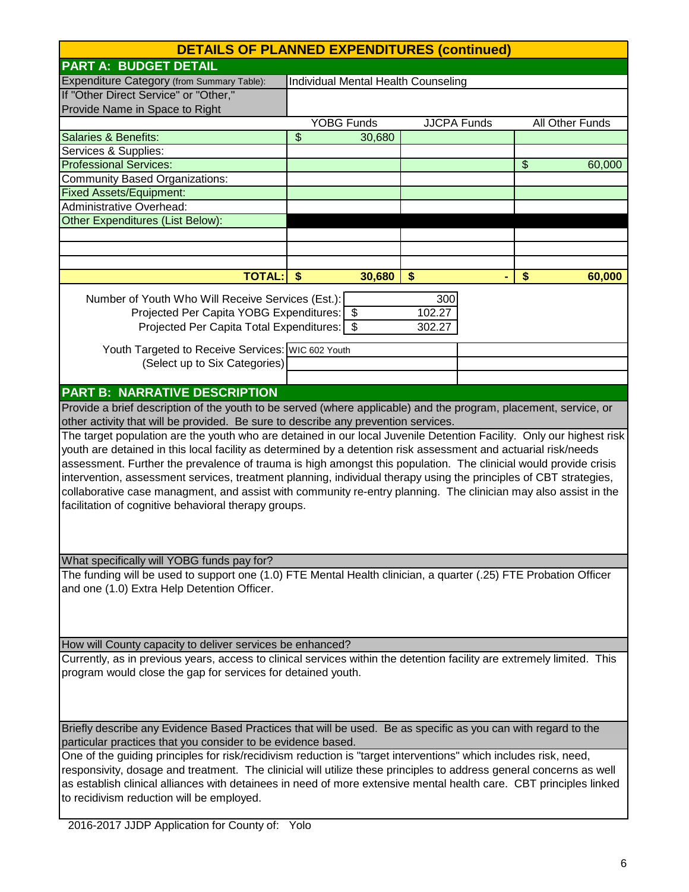## DETAILS OF PLANNED EXPENDITURES (continued)

### PART A: BUDGET DETAIL

| Expenditure Category (from Summary Table): | Individual Mental Health Counseling | | |
|---|---|---|---|
| If "Other Direct Service" or "Other," Provide Name in Space to Right | | | |
| | YOBG Funds | JJCPA Funds | All Other Funds |
| Salaries & Benefits: | $ 30,680 | | |
| Services & Supplies: | | | |
| Professional Services: | | | $ 60,000 |
| Community Based Organizations: | | | |
| Fixed Assets/Equipment: | | | |
| Administrative Overhead: | | | |
| Other Expenditures (List Below): | | | |
| | | | |
| | | | |
| | | | |
| **TOTAL:** | **$ 30,680** | **$ -** | **$ 60,000** |

| | |
|---|---|
| Number of Youth Who Will Receive Services (Est.): | 300 |
| Projected Per Capita YOBG Expenditures: | $ 102.27 |
| Projected Per Capita Total Expenditures: | $ 302.27 |

Youth Targeted to Receive Services: (Select up to Six Categories)

- WIC 602 Youth

### PART B: NARRATIVE DESCRIPTION

**Provide a brief description of the youth to be served (where applicable) and the program, placement, service, or other activity that will be provided. Be sure to describe any prevention services.**

The target population are the youth who are detained in our local Juvenile Detention Facility. Only our highest risk youth are detained in this local facility as determined by a detention risk assessment and actuarial risk/needs assessment. Further the prevalence of trauma is high amongst this population. The clinicial would provide crisis intervention, assessment services, treatment planning, individual therapy using the principles of CBT strategies, collaborative case managment, and assist with community re-entry planning. The clinician may also assist in the facilitation of cognitive behavioral therapy groups.

**What specifically will YOBG funds pay for?**

The funding will be used to support one (1.0) FTE Mental Health clinician, a quarter (.25) FTE Probation Officer and one (1.0) Extra Help Detention Officer.

**How will County capacity to deliver services be enhanced?**

Currently, as in previous years, access to clinical services within the detention facility are extremely limited. This program would close the gap for services for detained youth.

**Briefly describe any Evidence Based Practices that will be used. Be as specific as you can with regard to the particular practices that you consider to be evidence based.**

One of the guiding principles for risk/recidivism reduction is "target interventions" which includes risk, need, responsivity, dosage and treatment. The clinicial will utilize these principles to address general concerns as well as establish clinical alliances with detainees in need of more extensive mental health care. CBT principles linked to recidivism reduction will be employed.

2016-2017 JJDP Application for County of: Yolo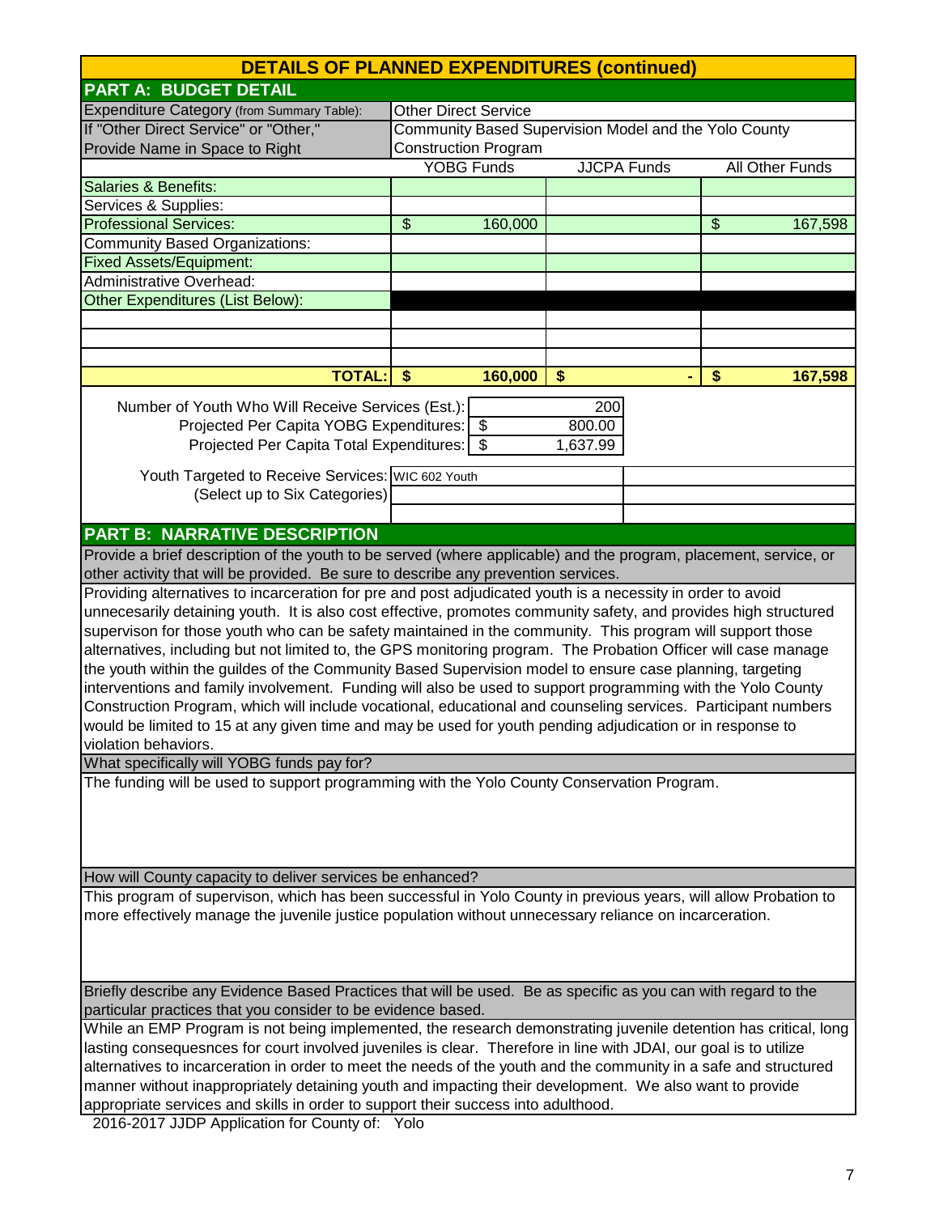## DETAILS OF PLANNED EXPENDITURES (continued)

### PART A: BUDGET DETAIL

| | | | |
|---|---|---|---|
| Expenditure Category (from Summary Table): | Other Direct Service | | |
| If "Other Direct Service" or "Other," Provide Name in Space to Right | Community Based Supervision Model and the Yolo County Construction Program | | |
| | YOBG Funds | JJCPA Funds | All Other Funds |
| Salaries & Benefits: | | | |
| Services & Supplies: | | | |
| Professional Services: | $ 160,000 | | $ 167,598 |
| Community Based Organizations: | | | |
| Fixed Assets/Equipment: | | | |
| Administrative Overhead: | | | |
| Other Expenditures (List Below): | | | |
| | | | |
| | | | |
| | | | |
| **TOTAL:** | **$ 160,000** | **$ -** | **$ 167,598** |

| | |
|---|---|
| Number of Youth Who Will Receive Services (Est.): | 200 |
| Projected Per Capita YOBG Expenditures: | $ 800.00 |
| Projected Per Capita Total Expenditures: | $ 1,637.99 |

Youth Targeted to Receive Services (Select up to Six Categories): WIC 602 Youth

### PART B: NARRATIVE DESCRIPTION

**Provide a brief description of the youth to be served (where applicable) and the program, placement, service, or other activity that will be provided. Be sure to describe any prevention services.**

Providing alternatives to incarceration for pre and post adjudicated youth is a necessity in order to avoid unnecesarily detaining youth. It is also cost effective, promotes community safety, and provides high structured supervison for those youth who can be safety maintained in the community. This program will support those alternatives, including but not limited to, the GPS monitoring program. The Probation Officer will case manage the youth within the guildes of the Community Based Supervision model to ensure case planning, targeting interventions and family involvement. Funding will also be used to support programming with the Yolo County Construction Program, which will include vocational, educational and counseling services. Participant numbers would be limited to 15 at any given time and may be used for youth pending adjudication or in response to violation behaviors.

**What specifically will YOBG funds pay for?**

The funding will be used to support programming with the Yolo County Conservation Program.

**How will County capacity to deliver services be enhanced?**

This program of supervison, which has been successful in Yolo County in previous years, will allow Probation to more effectively manage the juvenile justice population without unnecessary reliance on incarceration.

**Briefly describe any Evidence Based Practices that will be used. Be as specific as you can with regard to the particular practices that you consider to be evidence based.**

While an EMP Program is not being implemented, the research demonstrating juvenile detention has critical, long lasting consequesnces for court involved juveniles is clear. Therefore in line with JDAI, our goal is to utilize alternatives to incarceration in order to meet the needs of the youth and the community in a safe and structured manner without inappropriately detaining youth and impacting their development. We also want to provide appropriate services and skills in order to support their success into adulthood.

2016-2017 JJDP Application for County of: Yolo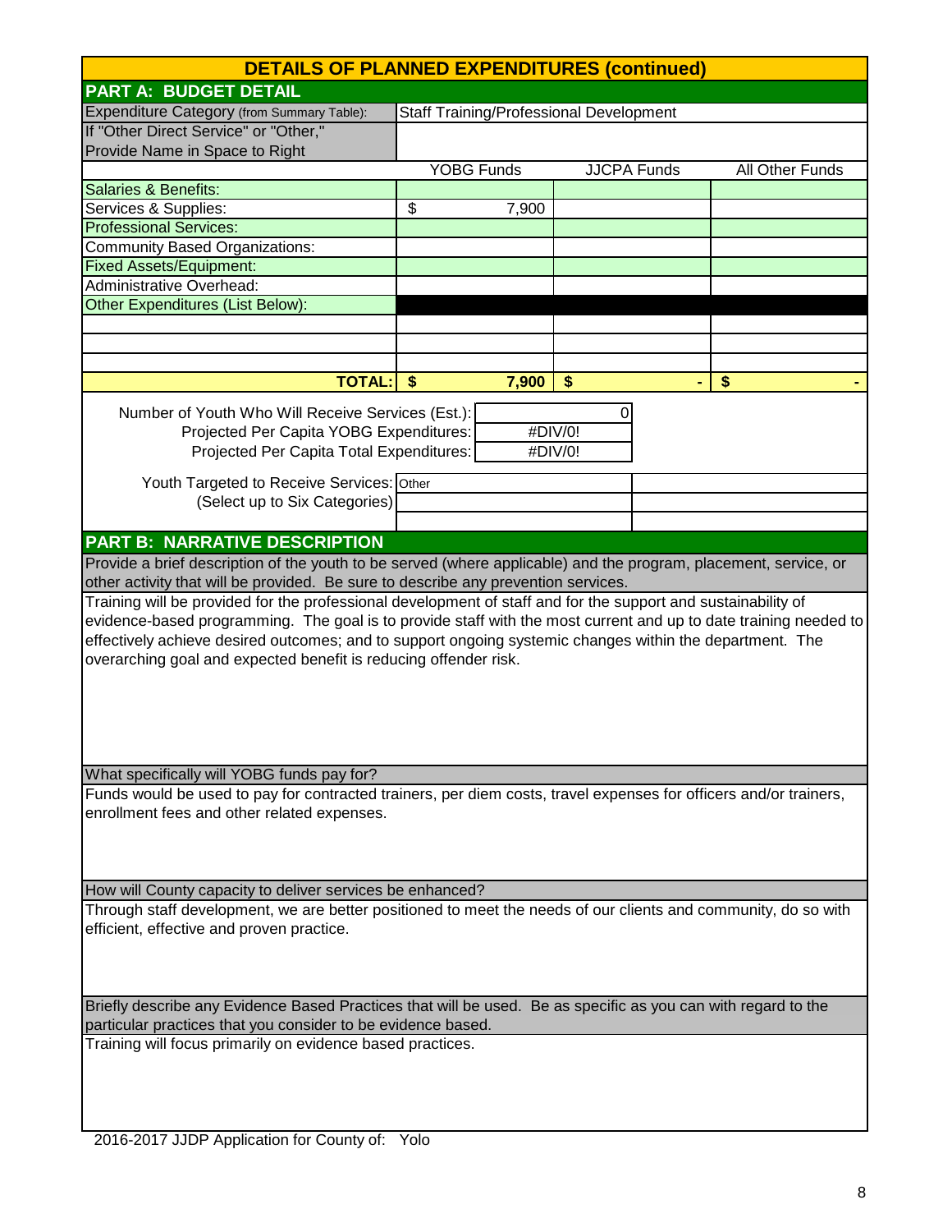## DETAILS OF PLANNED EXPENDITURES (continued)

### PART A: BUDGET DETAIL

| Expenditure Category (from Summary Table): | Staff Training/Professional Development | | |
|---|---|---|---|
| If "Other Direct Service" or "Other," Provide Name in Space to Right | | | |
| | YOBG Funds | JJCPA Funds | All Other Funds |
| Salaries & Benefits: | | | |
| Services & Supplies: | $ 7,900 | | |
| Professional Services: | | | |
| Community Based Organizations: | | | |
| Fixed Assets/Equipment: | | | |
| Administrative Overhead: | | | |
| Other Expenditures (List Below): | | | |
| | | | |
| | | | |
| | | | |
| **TOTAL:** | **$ 7,900** | **$ -** | **$ -** |

| | |
|---|---|
| Number of Youth Who Will Receive Services (Est.): | 0 |
| Projected Per Capita YOBG Expenditures: | #DIV/0! |
| Projected Per Capita Total Expenditures: | #DIV/0! |

| Youth Targeted to Receive Services: (Select up to Six Categories) | Other | |
|---|---|---|
| | | |
| | | |

### PART B: NARRATIVE DESCRIPTION

**Provide a brief description of the youth to be served (where applicable) and the program, placement, service, or other activity that will be provided. Be sure to describe any prevention services.**

Training will be provided for the professional development of staff and for the support and sustainability of evidence-based programming. The goal is to provide staff with the most current and up to date training needed to effectively achieve desired outcomes; and to support ongoing systemic changes within the department. The overarching goal and expected benefit is reducing offender risk.

**What specifically will YOBG funds pay for?**

Funds would be used to pay for contracted trainers, per diem costs, travel expenses for officers and/or trainers, enrollment fees and other related expenses.

**How will County capacity to deliver services be enhanced?**

Through staff development, we are better positioned to meet the needs of our clients and community, do so with efficient, effective and proven practice.

**Briefly describe any Evidence Based Practices that will be used. Be as specific as you can with regard to the particular practices that you consider to be evidence based.**

Training will focus primarily on evidence based practices.

2016-2017 JJDP Application for County of: Yolo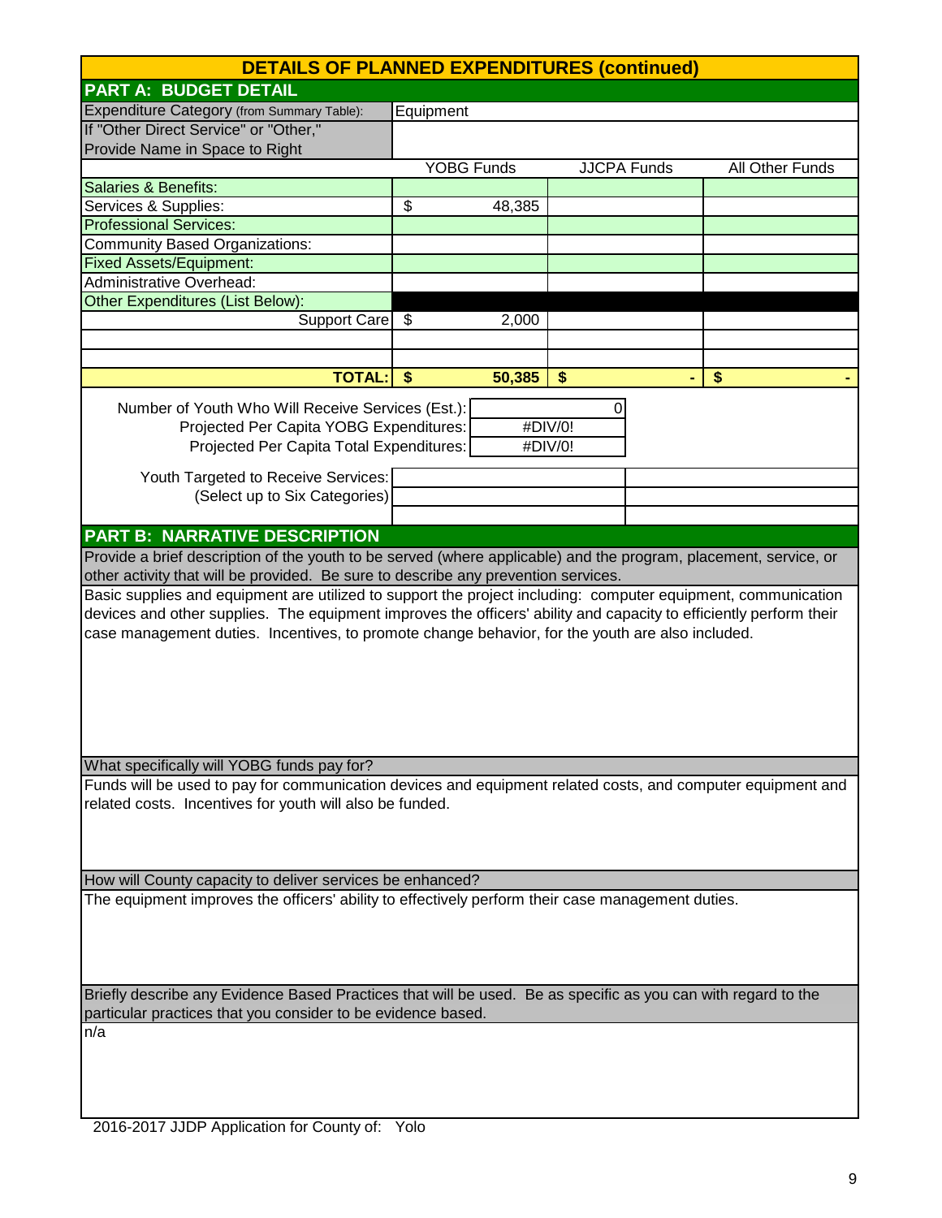# DETAILS OF PLANNED EXPENDITURES (continued)

## PART A: BUDGET DETAIL

| Expenditure Category (from Summary Table): | Equipment | | |
|---|---|---|---|
| If "Other Direct Service" or "Other," Provide Name in Space to Right | | | |
| | YOBG Funds | JJCPA Funds | All Other Funds |
| Salaries & Benefits: | | | |
| Services & Supplies: | $ 48,385 | | |
| Professional Services: | | | |
| Community Based Organizations: | | | |
| Fixed Assets/Equipment: | | | |
| Administrative Overhead: | | | |
| Other Expenditures (List Below): | | | |
| Support Care | $ 2,000 | | |
| | | | |
| | | | |
| **TOTAL:** | **$ 50,385** | **$ -** | **$ -** |

| | |
|---|---|
| Number of Youth Who Will Receive Services (Est.): | 0 |
| Projected Per Capita YOBG Expenditures: | #DIV/0! |
| Projected Per Capita Total Expenditures: | #DIV/0! |

Youth Targeted to Receive Services: (Select up to Six Categories)

| | |
|---|---|
| | |
| | |
| | |

## PART B: NARRATIVE DESCRIPTION

**Provide a brief description of the youth to be served (where applicable) and the program, placement, service, or other activity that will be provided. Be sure to describe any prevention services.**

Basic supplies and equipment are utilized to support the project including: computer equipment, communication devices and other supplies. The equipment improves the officers' ability and capacity to efficiently perform their case management duties. Incentives, to promote change behavior, for the youth are also included.

**What specifically will YOBG funds pay for?**

Funds will be used to pay for communication devices and equipment related costs, and computer equipment and related costs. Incentives for youth will also be funded.

**How will County capacity to deliver services be enhanced?**

The equipment improves the officers' ability to effectively perform their case management duties.

**Briefly describe any Evidence Based Practices that will be used. Be as specific as you can with regard to the particular practices that you consider to be evidence based.**

n/a

2016-2017 JJDP Application for County of: Yolo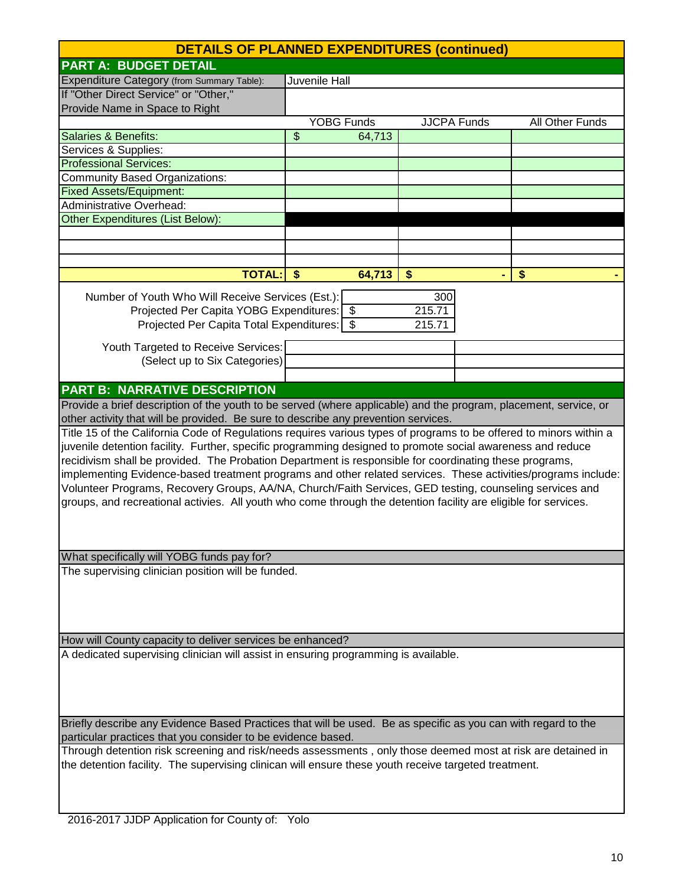# DETAILS OF PLANNED EXPENDITURES (continued)

## PART A: BUDGET DETAIL

| Expenditure Category (from Summary Table): | Juvenile Hall | | |
|---|---|---|---|
| If "Other Direct Service" or "Other," Provide Name in Space to Right | | | |
| | YOBG Funds | JJCPA Funds | All Other Funds |
| Salaries & Benefits: | $ 64,713 | | |
| Services & Supplies: | | | |
| Professional Services: | | | |
| Community Based Organizations: | | | |
| Fixed Assets/Equipment: | | | |
| Administrative Overhead: | | | |
| Other Expenditures (List Below): | | | |
| | | | |
| | | | |
| | | | |
| **TOTAL:** | **$ 64,713** | **$ -** | **$ -** |

| | |
|---|---|
| Number of Youth Who Will Receive Services (Est.): | 300 |
| Projected Per Capita YOBG Expenditures: | $ 215.71 |
| Projected Per Capita Total Expenditures: | $ 215.71 |

Youth Targeted to Receive Services: (Select up to Six Categories)

## PART B: NARRATIVE DESCRIPTION

**Provide a brief description of the youth to be served (where applicable) and the program, placement, service, or other activity that will be provided. Be sure to describe any prevention services.**

Title 15 of the California Code of Regulations requires various types of programs to be offered to minors within a juvenile detention facility. Further, specific programming designed to promote social awareness and reduce recidivism shall be provided. The Probation Department is responsible for coordinating these programs, implementing Evidence-based treatment programs and other related services. These activities/programs include: Volunteer Programs, Recovery Groups, AA/NA, Church/Faith Services, GED testing, counseling services and groups, and recreational activies. All youth who come through the detention facility are eligible for services.

**What specifically will YOBG funds pay for?**

The supervising clinician position will be funded.

**How will County capacity to deliver services be enhanced?**

A dedicated supervising clinician will assist in ensuring programming is available.

**Briefly describe any Evidence Based Practices that will be used. Be as specific as you can with regard to the particular practices that you consider to be evidence based.**

Through detention risk screening and risk/needs assessments , only those deemed most at risk are detained in the detention facility. The supervising clinican will ensure these youth receive targeted treatment.

2016-2017 JJDP Application for County of: Yolo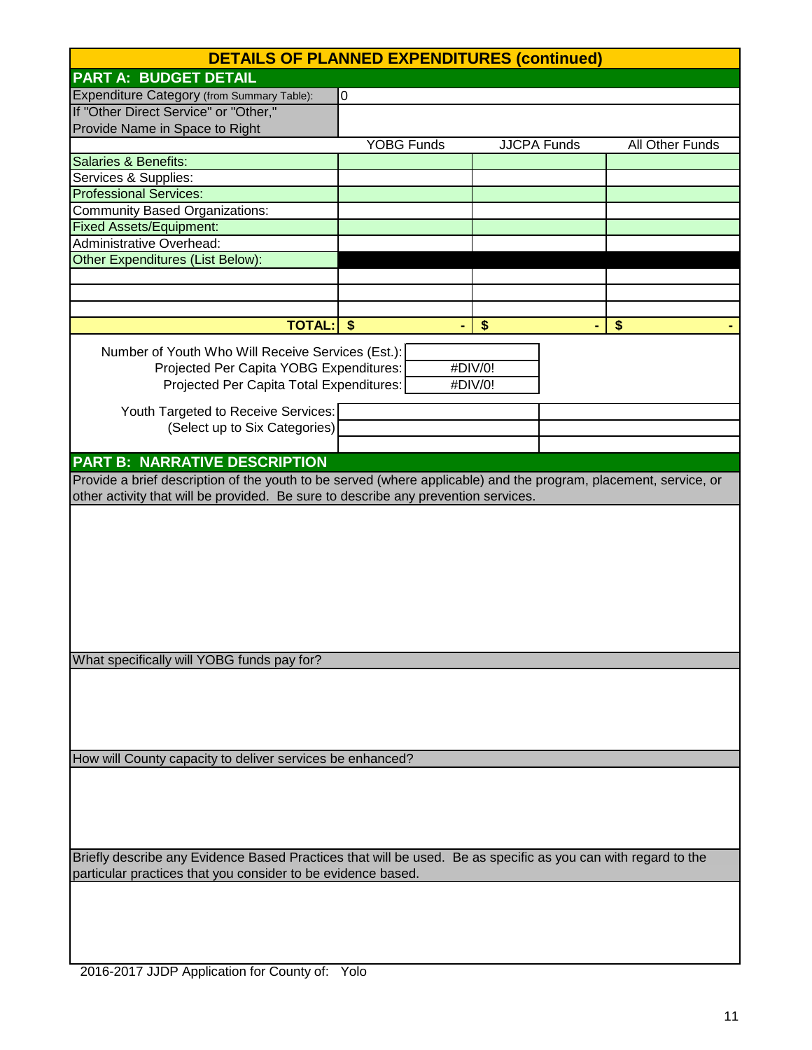## DETAILS OF PLANNED EXPENDITURES (continued)

### PART A: BUDGET DETAIL

| | | | |
|---|---|---|---|
| Expenditure Category (from Summary Table): | 0 | | |
| If "Other Direct Service" or "Other," Provide Name in Space to Right | | | |
| | YOBG Funds | JJCPA Funds | All Other Funds |
| Salaries & Benefits: | | | |
| Services & Supplies: | | | |
| Professional Services: | | | |
| Community Based Organizations: | | | |
| Fixed Assets/Equipment: | | | |
| Administrative Overhead: | | | |
| Other Expenditures (List Below): | | | |
| | | | |
| | | | |
| | | | |
| **TOTAL:** | **$ -** | **$ -** | **$ -** |

| | |
|---|---|
| Number of Youth Who Will Receive Services (Est.): | |
| Projected Per Capita YOBG Expenditures: | #DIV/0! |
| Projected Per Capita Total Expenditures: | #DIV/0! |

Youth Targeted to Receive Services:
(Select up to Six Categories)

### PART B: NARRATIVE DESCRIPTION

Provide a brief description of the youth to be served (where applicable) and the program, placement, service, or other activity that will be provided. Be sure to describe any prevention services.

What specifically will YOBG funds pay for?

How will County capacity to deliver services be enhanced?

Briefly describe any Evidence Based Practices that will be used. Be as specific as you can with regard to the particular practices that you consider to be evidence based.

2016-2017 JJDP Application for County of: Yolo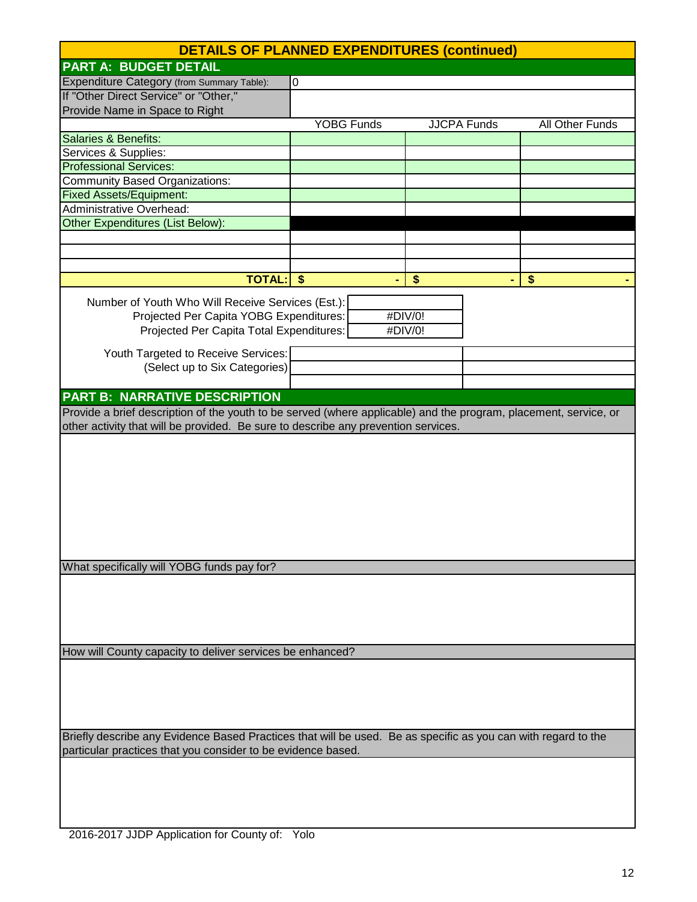# DETAILS OF PLANNED EXPENDITURES (continued)

## PART A: BUDGET DETAIL

| Expenditure Category (from Summary Table): | 0 | | |
|---|---|---|---|
| If "Other Direct Service" or "Other," Provide Name in Space to Right | | | |
| | YOBG Funds | JJCPA Funds | All Other Funds |
| Salaries & Benefits: | | | |
| Services & Supplies: | | | |
| Professional Services: | | | |
| Community Based Organizations: | | | |
| Fixed Assets/Equipment: | | | |
| Administrative Overhead: | | | |
| Other Expenditures (List Below): | | | |
| | | | |
| | | | |
| | | | |
| **TOTAL:** | $ - | $ - | $ - |

| | |
|---|---|
| Number of Youth Who Will Receive Services (Est.): | |
| Projected Per Capita YOBG Expenditures: | #DIV/0! |
| Projected Per Capita Total Expenditures: | #DIV/0! |

| Youth Targeted to Receive Services: (Select up to Six Categories) | | |
|---|---|---|
| | | |
| | | |

## PART B: NARRATIVE DESCRIPTION

Provide a brief description of the youth to be served (where applicable) and the program, placement, service, or other activity that will be provided. Be sure to describe any prevention services.

What specifically will YOBG funds pay for?

How will County capacity to deliver services be enhanced?

Briefly describe any Evidence Based Practices that will be used. Be as specific as you can with regard to the particular practices that you consider to be evidence based.

2016-2017 JJDP Application for County of: Yolo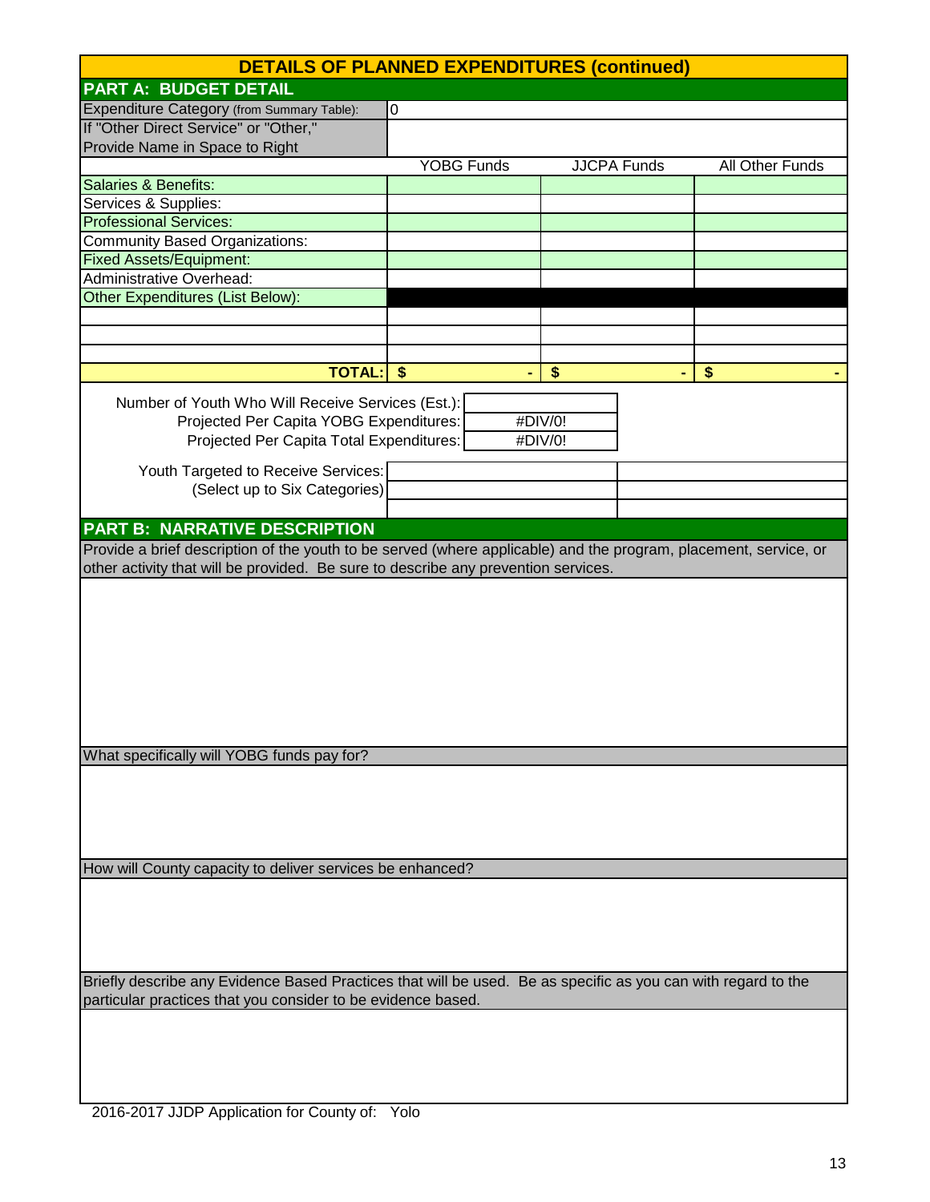## DETAILS OF PLANNED EXPENDITURES (continued)

### PART A: BUDGET DETAIL

| Expenditure Category (from Summary Table): | 0 | | |
|---|---|---|---|
| If "Other Direct Service" or "Other," Provide Name in Space to Right | | | |
| | YOBG Funds | JJCPA Funds | All Other Funds |
| Salaries & Benefits: | | | |
| Services & Supplies: | | | |
| Professional Services: | | | |
| Community Based Organizations: | | | |
| Fixed Assets/Equipment: | | | |
| Administrative Overhead: | | | |
| Other Expenditures (List Below): | | | |
| | | | |
| | | | |
| | | | |
| **TOTAL:** | **$ -** | **$ -** | **$ -** |

| | |
|---|---|
| Number of Youth Who Will Receive Services (Est.): | |
| Projected Per Capita YOBG Expenditures: | #DIV/0! |
| Projected Per Capita Total Expenditures: | #DIV/0! |

| Youth Targeted to Receive Services: (Select up to Six Categories) | | |
|---|---|---|
| | | |
| | | |

### PART B: NARRATIVE DESCRIPTION

Provide a brief description of the youth to be served (where applicable) and the program, placement, service, or other activity that will be provided. Be sure to describe any prevention services.

What specifically will YOBG funds pay for?

How will County capacity to deliver services be enhanced?

Briefly describe any Evidence Based Practices that will be used. Be as specific as you can with regard to the particular practices that you consider to be evidence based.

2016-2017 JJDP Application for County of: Yolo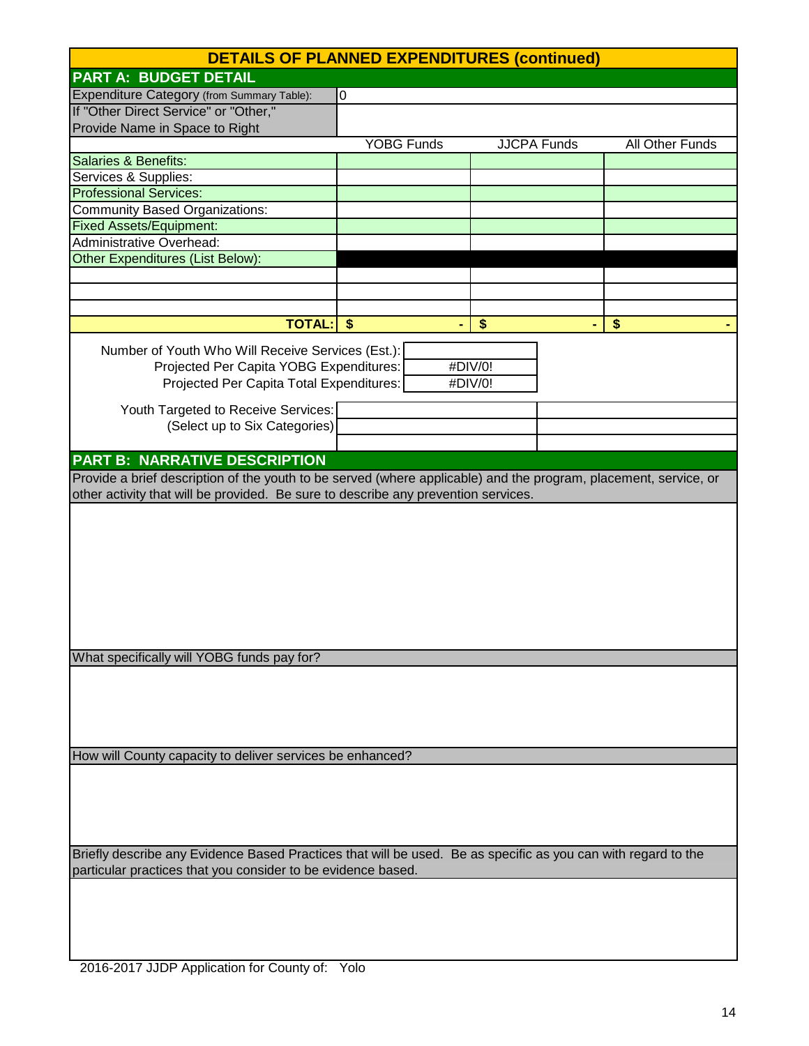## DETAILS OF PLANNED EXPENDITURES (continued)

### PART A: BUDGET DETAIL

| | | | |
|---|---|---|---|
| Expenditure Category (from Summary Table): | 0 | | |
| If "Other Direct Service" or "Other," Provide Name in Space to Right | | | |
| | YOBG Funds | JJCPA Funds | All Other Funds |
| Salaries & Benefits: | | | |
| Services & Supplies: | | | |
| Professional Services: | | | |
| Community Based Organizations: | | | |
| Fixed Assets/Equipment: | | | |
| Administrative Overhead: | | | |
| Other Expenditures (List Below): | | | |
| | | | |
| | | | |
| | | | |
| TOTAL: | $ - | $ - | $ - |

| | |
|---|---|
| Number of Youth Who Will Receive Services (Est.): | |
| Projected Per Capita YOBG Expenditures: | #DIV/0! |
| Projected Per Capita Total Expenditures: | #DIV/0! |

Youth Targeted to Receive Services: (Select up to Six Categories)

### PART B: NARRATIVE DESCRIPTION

Provide a brief description of the youth to be served (where applicable) and the program, placement, service, or other activity that will be provided. Be sure to describe any prevention services.

What specifically will YOBG funds pay for?

How will County capacity to deliver services be enhanced?

Briefly describe any Evidence Based Practices that will be used. Be as specific as you can with regard to the particular practices that you consider to be evidence based.

2016-2017 JJDP Application for County of: Yolo